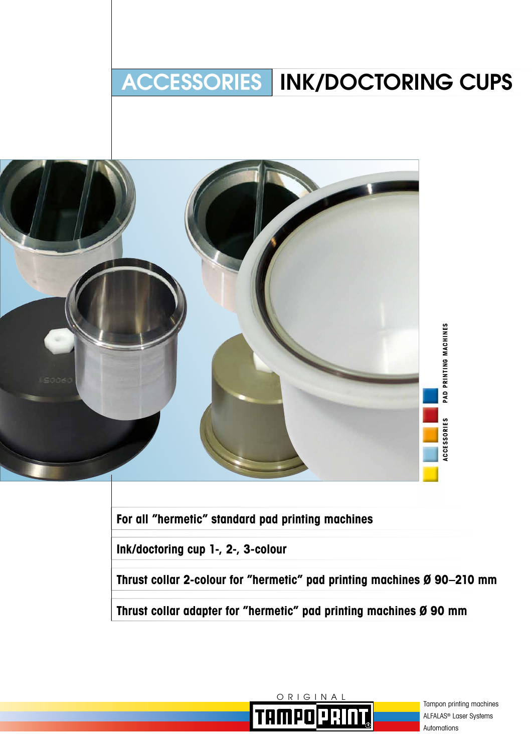# ACCESSORIES | INK/DOCTORING CUPS

ACCESSORIES  PAD PRINTING MACHINES

**For all "hermetic" standard pad printing machines**

**Ink/doctoring cup 1-, 2-, 3-colour**

**Thrust collar 2-colour for "hermetic" pad printing machines Ø 90–210 mm**

**Thrust collar adapter for "hermetic" pad printing machines Ø 90 mm**

ORIGINAL TAMPOPRINT®

Tampon printing machines
ALFALAS® Laser Systems
Automations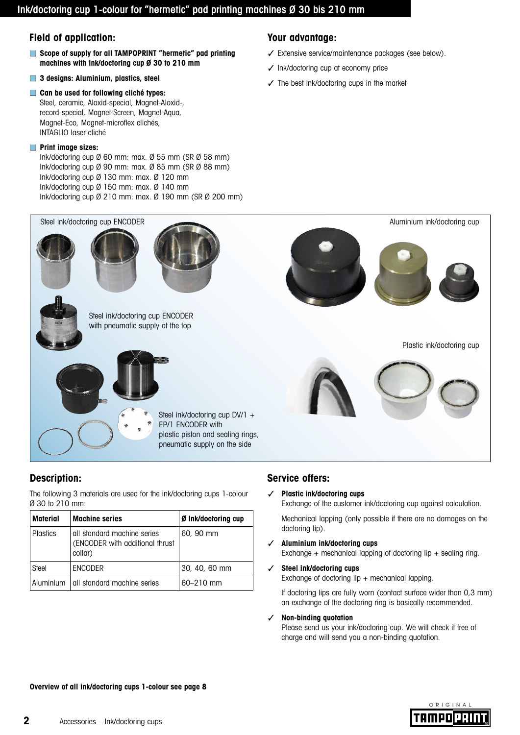# Ink/doctoring cup 1-colour for "hermetic" pad printing machines Ø 30 bis 210 mm

## Field of application:

- **Scope of supply for all TAMPOPRINT "hermetic" pad printing machines with ink/doctoring cup Ø 30 to 210 mm**
- **3 designs: Aluminium, plastics, steel**
- **Can be used for following cliché types:**
  Steel, ceramic, Aloxid-special, Magnet-Aloxid-, record-special, Magnet-Screen, Magnet-Aqua, Magnet-Eco, Magnet-microflex clichés, INTAGLIO laser cliché
- **Print image sizes:**
  Ink/doctoring cup Ø 60 mm: max. Ø 55 mm (SR Ø 58 mm)
  Ink/doctoring cup Ø 90 mm: max. Ø 85 mm (SR Ø 88 mm)
  Ink/doctoring cup Ø 130 mm: max. Ø 120 mm
  Ink/doctoring cup Ø 150 mm: max. Ø 140 mm
  Ink/doctoring cup Ø 210 mm: max. Ø 190 mm (SR Ø 200 mm)

## Your advantage:

- ✓ Extensive service/maintenance packages (see below).
- ✓ Ink/doctoring cup at economy price
- ✓ The best ink/doctoring cups in the market

Steel ink/doctoring cup ENCODER

Aluminium ink/doctoring cup

Steel ink/doctoring cup ENCODER with pneumatic supply at the top

Plastic ink/doctoring cup

Steel ink/doctoring cup DV/1 + EP/1 ENCODER with plastic piston and sealing rings, pneumatic supply on the side

## Description:

The following 3 materials are used for the ink/doctoring cups 1-colour Ø 30 to 210 mm:

| Material | Machine series | Ø Ink/doctoring cup |
|---|---|---|
| Plastics | all standard machine series (ENCODER with additional thrust collar) | 60, 90 mm |
| Steel | ENCODER | 30, 40, 60 mm |
| Aluminium | all standard machine series | 60–210 mm |

## Service offers:

- ✓ **Plastic ink/doctoring cups**
  Exchange of the customer ink/doctoring cup against calculation.

  Mechanical lapping (only possible if there are no damages on the doctoring lip).
- ✓ **Aluminium ink/doctoring cups**
  Exchange + mechanical lapping of doctoring lip + sealing ring.
- ✓ **Steel ink/doctoring cups**
  Exchange of doctoring lip + mechanical lapping.

  If doctoring lips are fully worn (contact surface wider than 0,3 mm) an exchange of the doctoring ring is basically recommended.
- ✓ **Non-binding quotation**
  Please send us your ink/doctoring cup. We will check it free of charge and will send you a non-binding quotation.

**Overview of all ink/doctoring cups 1-colour see page 8**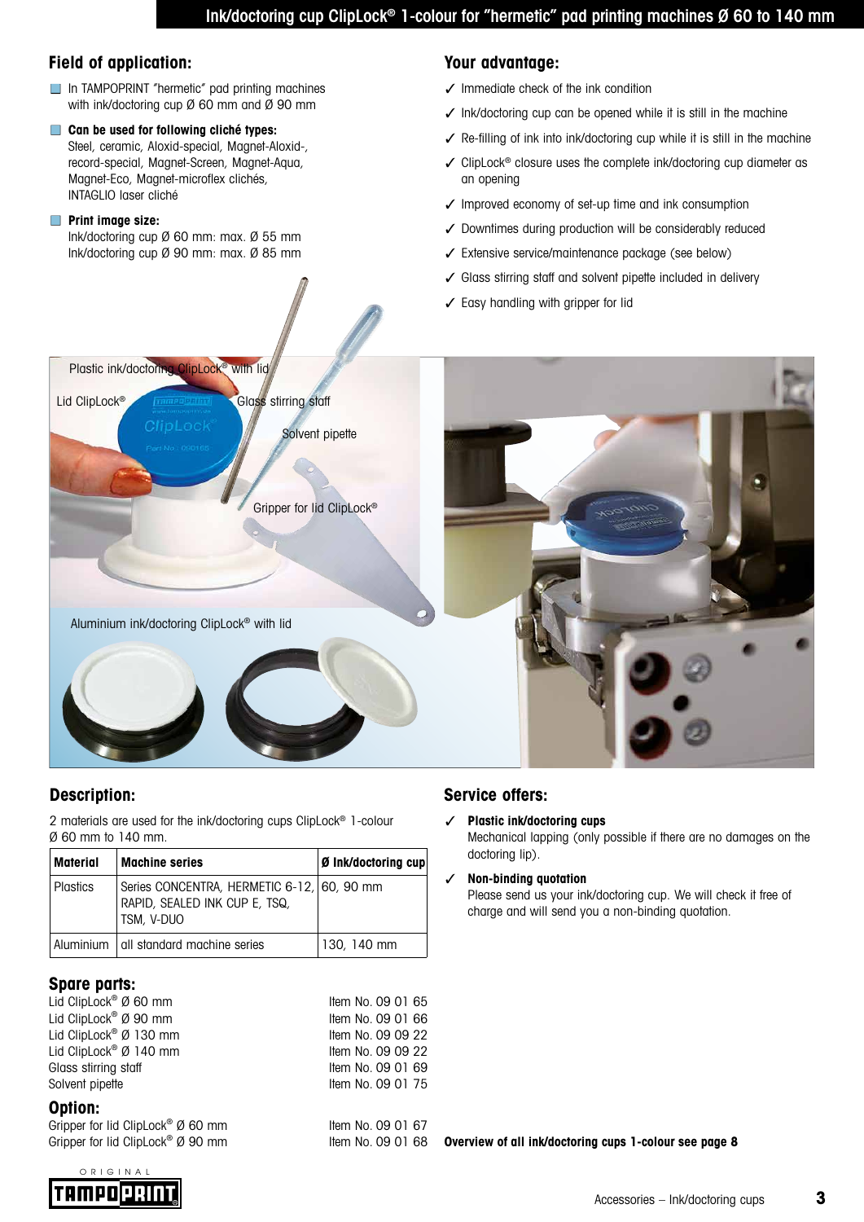# Ink/doctoring cup ClipLock® 1-colour for "hermetic" pad printing machines Ø 60 to 140 mm

## Field of application:

- In TAMPOPRINT "hermetic" pad printing machines with ink/doctoring cup Ø 60 mm and Ø 90 mm
- **Can be used for following cliché types:** Steel, ceramic, Aloxid-special, Magnet-Aloxid-, record-special, Magnet-Screen, Magnet-Aqua, Magnet-Eco, Magnet-microflex clichés, INTAGLIO laser cliché
- **Print image size:** Ink/doctoring cup Ø 60 mm: max. Ø 55 mm
  Ink/doctoring cup Ø 90 mm: max. Ø 85 mm

## Your advantage:

- ✓ Immediate check of the ink condition
- ✓ Ink/doctoring cup can be opened while it is still in the machine
- ✓ Re-filling of ink into ink/doctoring cup while it is still in the machine
- ✓ ClipLock® closure uses the complete ink/doctoring cup diameter as an opening
- ✓ Improved economy of set-up time and ink consumption
- ✓ Downtimes during production will be considerably reduced
- ✓ Extensive service/maintenance package (see below)
- ✓ Glass stirring staff and solvent pipette included in delivery
- ✓ Easy handling with gripper for lid

Plastic ink/doctoring ClipLock® with lid

Lid ClipLock®

Glass stirring staff

Solvent pipette

Gripper for lid ClipLock®

Aluminium ink/doctoring ClipLock® with lid

## Description:

2 materials are used for the ink/doctoring cups ClipLock® 1-colour Ø 60 mm to 140 mm.

| Material | Machine series | Ø Ink/doctoring cup |
|---|---|---|
| Plastics | Series CONCENTRA, HERMETIC 6-12, RAPID, SEALED INK CUP E, TSQ, TSM, V-DUO | 60, 90 mm |
| Aluminium | all standard machine series | 130, 140 mm |

## Service offers:

- ✓ **Plastic ink/doctoring cups**
  Mechanical lapping (only possible if there are no damages on the doctoring lip).
- ✓ **Non-binding quotation**
  Please send us your ink/doctoring cup. We will check it free of charge and will send you a non-binding quotation.

## Spare parts:

| | |
|---|---|
| Lid ClipLock® Ø 60 mm | Item No. 09 01 65 |
| Lid ClipLock® Ø 90 mm | Item No. 09 01 66 |
| Lid ClipLock® Ø 130 mm | Item No. 09 09 22 |
| Lid ClipLock® Ø 140 mm | Item No. 09 09 22 |
| Glass stirring staff | Item No. 09 01 69 |
| Solvent pipette | Item No. 09 01 75 |

## Option:

| | |
|---|---|
| Gripper for lid ClipLock® Ø 60 mm | Item No. 09 01 67 |
| Gripper for lid ClipLock® Ø 90 mm | Item No. 09 01 68 |

**Overview of all ink/doctoring cups 1-colour see page 8**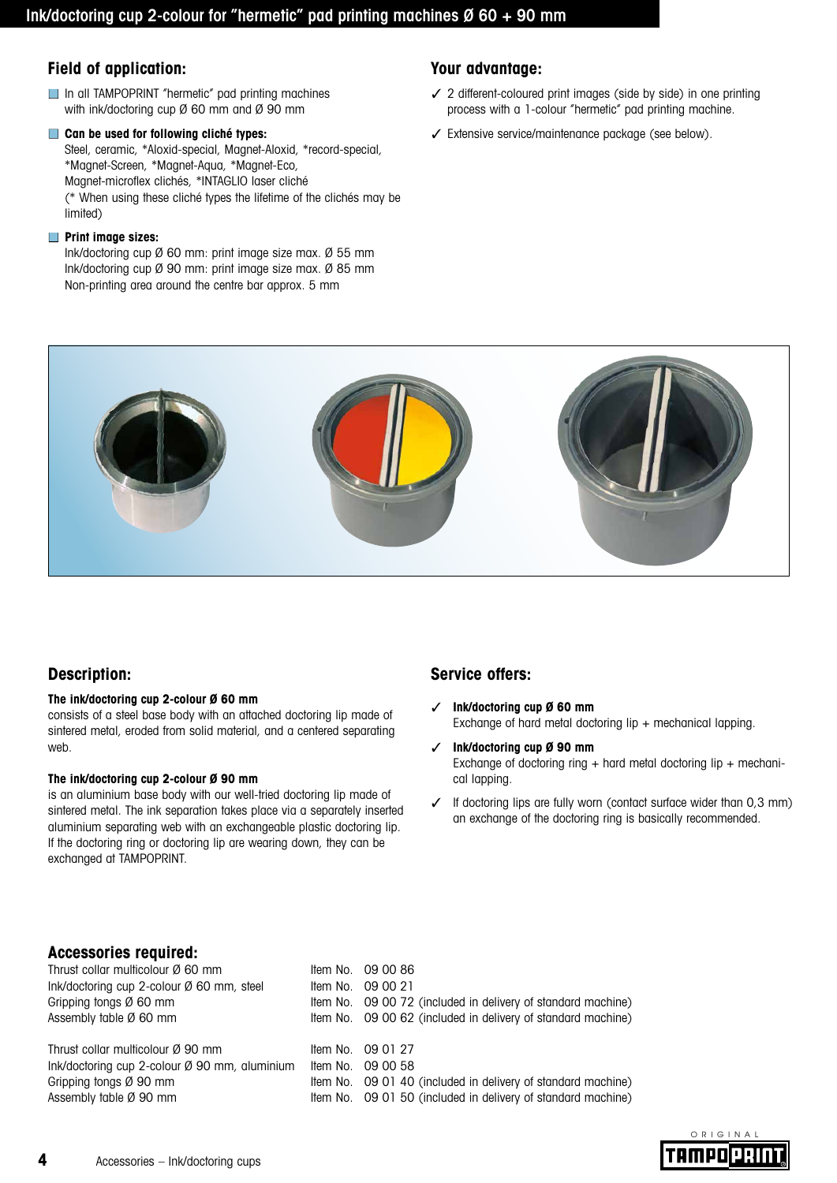# Ink/doctoring cup 2-colour for "hermetic" pad printing machines Ø 60 + 90 mm

## Field of application:

- In all TAMPOPRINT "hermetic" pad printing machines with ink/doctoring cup Ø 60 mm and Ø 90 mm
- **Can be used for following cliché types:**
  Steel, ceramic, *Aloxid-special, Magnet-Aloxid, *record-special, *Magnet-Screen, *Magnet-Aqua, *Magnet-Eco, Magnet-microflex clichés, *INTAGLIO laser cliché
  (* When using these cliché types the lifetime of the clichés may be limited)
- **Print image sizes:**
  Ink/doctoring cup Ø 60 mm: print image size max. Ø 55 mm
  Ink/doctoring cup Ø 90 mm: print image size max. Ø 85 mm
  Non-printing area around the centre bar approx. 5 mm

## Your advantage:

- ✓ 2 different-coloured print images (side by side) in one printing process with a 1-colour "hermetic" pad printing machine.
- ✓ Extensive service/maintenance package (see below).

## Description:

**The ink/doctoring cup 2-colour Ø 60 mm**
consists of a steel base body with an attached doctoring lip made of sintered metal, eroded from solid material, and a centered separating web.

**The ink/doctoring cup 2-colour Ø 90 mm**
is an aluminium base body with our well-tried doctoring lip made of sintered metal. The ink separation takes place via a separately inserted aluminium separating web with an exchangeable plastic doctoring lip. If the doctoring ring or doctoring lip are wearing down, they can be exchanged at TAMPOPRINT.

## Service offers:

- ✓ **Ink/doctoring cup Ø 60 mm**
  Exchange of hard metal doctoring lip + mechanical lapping.
- ✓ **Ink/doctoring cup Ø 90 mm**
  Exchange of doctoring ring + hard metal doctoring lip + mechanical lapping.
- ✓ If doctoring lips are fully worn (contact surface wider than 0,3 mm) an exchange of the doctoring ring is basically recommended.

## Accessories required:

| | |
|---|---|
| Thrust collar multicolour Ø 60 mm | Item No. 09 00 86 |
| Ink/doctoring cup 2-colour Ø 60 mm, steel | Item No. 09 00 21 |
| Gripping tongs Ø 60 mm | Item No. 09 00 72 (included in delivery of standard machine) |
| Assembly table Ø 60 mm | Item No. 09 00 62 (included in delivery of standard machine) |
| Thrust collar multicolour Ø 90 mm | Item No. 09 01 27 |
| Ink/doctoring cup 2-colour Ø 90 mm, aluminium | Item No. 09 00 58 |
| Gripping tongs Ø 90 mm | Item No. 09 01 40 (included in delivery of standard machine) |
| Assembly table Ø 90 mm | Item No. 09 01 50 (included in delivery of standard machine) |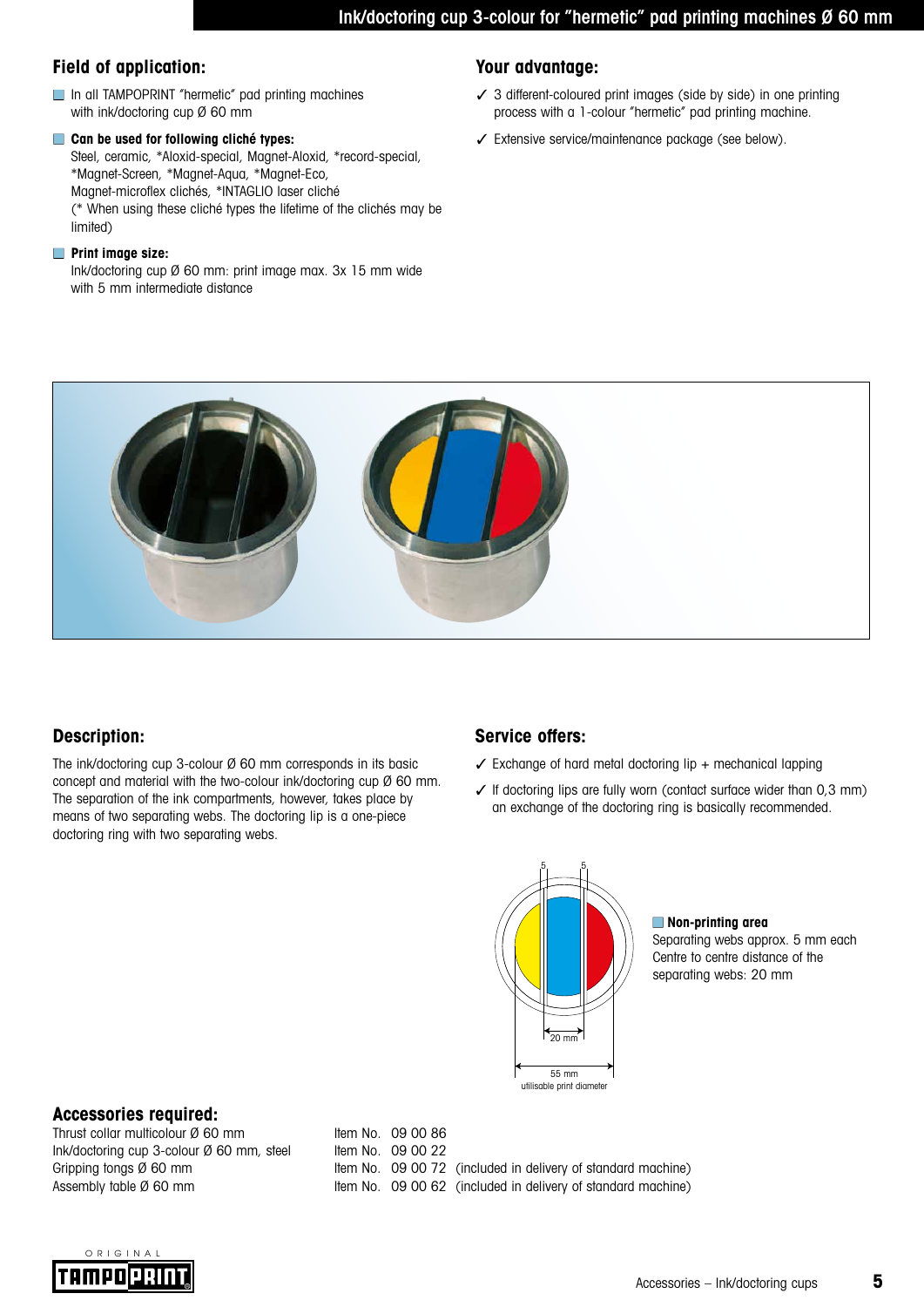# Ink/doctoring cup 3-colour for "hermetic" pad printing machines Ø 60 mm

## Field of application:

- In all TAMPOPRINT "hermetic" pad printing machines with ink/doctoring cup Ø 60 mm
- **Can be used for following cliché types:**
  Steel, ceramic, *Aloxid-special, Magnet-Aloxid, *record-special, *Magnet-Screen, *Magnet-Aqua, *Magnet-Eco, Magnet-microflex clichés, *INTAGLIO laser cliché
  (* When using these cliché types the lifetime of the clichés may be limited)
- **Print image size:**
  Ink/doctoring cup Ø 60 mm: print image max. 3x 15 mm wide with 5 mm intermediate distance

## Your advantage:

- ✓ 3 different-coloured print images (side by side) in one printing process with a 1-colour "hermetic" pad printing machine.
- ✓ Extensive service/maintenance package (see below).

## Description:

The ink/doctoring cup 3-colour Ø 60 mm corresponds in its basic concept and material with the two-colour ink/doctoring cup Ø 60 mm. The separation of the ink compartments, however, takes place by means of two separating webs. The doctoring lip is a one-piece doctoring ring with two separating webs.

## Service offers:

- ✓ Exchange of hard metal doctoring lip + mechanical lapping
- ✓ If doctoring lips are fully worn (contact surface wider than 0,3 mm) an exchange of the doctoring ring is basically recommended.

5 5

20 mm

55 mm
utilisable print diameter

**Non-printing area**
Separating webs approx. 5 mm each
Centre to centre distance of the separating webs: 20 mm

## Accessories required:

| | | |
|---|---|---|
| Thrust collar multicolour Ø 60 mm | Item No. 09 00 86 | |
| Ink/doctoring cup 3-colour Ø 60 mm, steel | Item No. 09 00 22 | |
| Gripping tongs Ø 60 mm | Item No. 09 00 72 | (included in delivery of standard machine) |
| Assembly table Ø 60 mm | Item No. 09 00 62 | (included in delivery of standard machine) |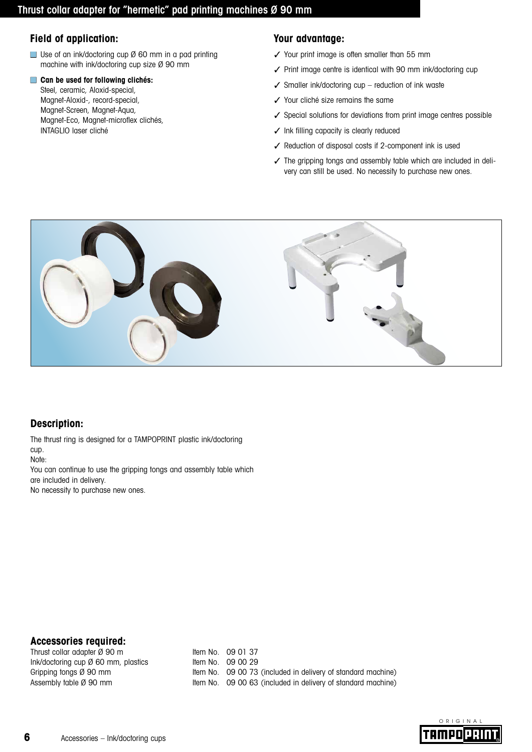# Thrust collar adapter for "hermetic" pad printing machines Ø 90 mm

## Field of application:

- Use of an ink/doctoring cup Ø 60 mm in a pad printing machine with ink/doctoring cup size Ø 90 mm
- **Can be used for following clichés:**
  Steel, ceramic, Aloxid-special, Magnet-Aloxid-, record-special, Magnet-Screen, Magnet-Aqua, Magnet-Eco, Magnet-microflex clichés, INTAGLIO laser cliché

## Your advantage:

- ✓ Your print image is often smaller than 55 mm
- ✓ Print image centre is identical with 90 mm ink/doctoring cup
- ✓ Smaller ink/doctoring cup – reduction of ink waste
- ✓ Your cliché size remains the same
- ✓ Special solutions for deviations from print image centres possible
- ✓ Ink filling capacity is clearly reduced
- ✓ Reduction of disposal costs if 2-component ink is used
- ✓ The gripping tongs and assembly table which are included in delivery can still be used. No necessity to purchase new ones.

## Description:

The thrust ring is designed for a TAMPOPRINT plastic ink/doctoring cup.
Note:
You can continue to use the gripping tongs and assembly table which are included in delivery.
No necessity to purchase new ones.

## Accessories required:

| | |
|---|---|
| Thrust collar adapter Ø 90 m | Item No. 09 01 37 |
| Ink/doctoring cup Ø 60 mm, plastics | Item No. 09 00 29 |
| Gripping tongs Ø 90 mm | Item No. 09 00 73 (included in delivery of standard machine) |
| Assembly table Ø 90 mm | Item No. 09 00 63 (included in delivery of standard machine) |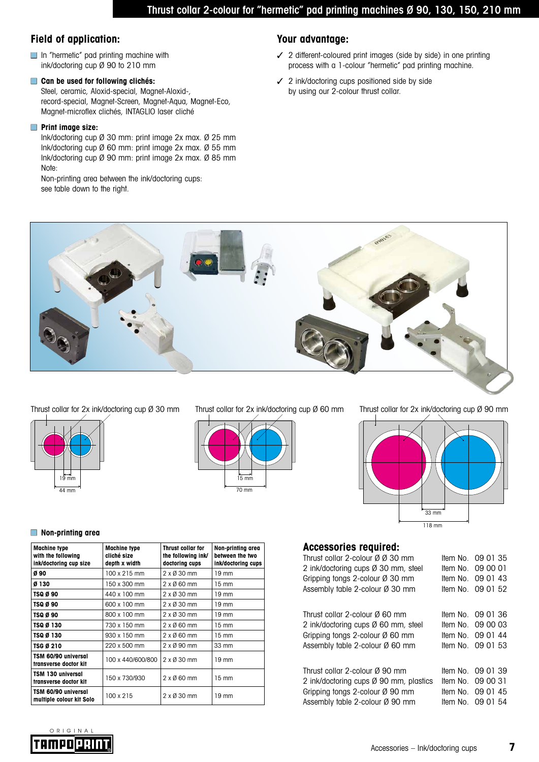# Thrust collar 2-colour for "hermetic" pad printing machines Ø 90, 130, 150, 210 mm

## Field of application:

- In "hermetic" pad printing machine with ink/doctoring cup Ø 90 to 210 mm
- **Can be used for following clichés:**
  Steel, ceramic, Aloxid-special, Magnet-Aloxid-, record-special, Magnet-Screen, Magnet-Aqua, Magnet-Eco, Magnet-microflex clichés, INTAGLIO laser cliché
- **Print image size:**
  Ink/doctoring cup Ø 30 mm: print image 2x max. Ø 25 mm
  Ink/doctoring cup Ø 60 mm: print image 2x max. Ø 55 mm
  Ink/doctoring cup Ø 90 mm: print image 2x max. Ø 85 mm
  Note:
  Non-printing area between the ink/doctoring cups: see table down to the right.

## Your advantage:

- ✓ 2 different-coloured print images (side by side) in one printing process with a 1-colour "hermetic" pad printing machine.
- ✓ 2 ink/doctoring cups positioned side by side by using our 2-colour thrust collar.

Thrust collar for 2x ink/doctoring cup Ø 30 mm

19 mm
44 mm

Thrust collar for 2x ink/doctoring cup Ø 60 mm

15 mm
70 mm

Thrust collar for 2x ink/doctoring cup Ø 90 mm

33 mm
118 mm

### Non-printing area

| Machine type with the following ink/doctoring cup size | Machine type cliché size depth x width | Thrust collar for the following ink/doctoring cups | Non-printing area between the two ink/doctoring cups |
|---|---|---|---|
| **Ø 90** | 100 x 215 mm | 2 x Ø 30 mm | 19 mm |
| **Ø 130** | 150 x 300 mm | 2 x Ø 60 mm | 15 mm |
| **TSQ Ø 90** | 440 x 100 mm | 2 x Ø 30 mm | 19 mm |
| **TSQ Ø 90** | 600 x 100 mm | 2 x Ø 30 mm | 19 mm |
| **TSQ Ø 90** | 800 x 100 mm | 2 x Ø 30 mm | 19 mm |
| **TSQ Ø 130** | 730 x 150 mm | 2 x Ø 60 mm | 15 mm |
| **TSQ Ø 130** | 930 x 150 mm | 2 x Ø 60 mm | 15 mm |
| **TSG Ø 210** | 220 x 500 mm | 2 x Ø 90 mm | 33 mm |
| **TSM 60/90 universal transverse doctor kit** | 100 x 440/600/800 | 2 x Ø 30 mm | 19 mm |
| **TSM 130 universal transverse doctor kit** | 150 x 730/930 | 2 x Ø 60 mm | 15 mm |
| **TSM 60/90 universal multiple colour kit Solo** | 100 x 215 | 2 x Ø 30 mm | 19 mm |

## Accessories required:

| | |
|---|---|
| Thrust collar 2-colour Ø Ø 30 mm | Item No. 09 01 35 |
| 2 ink/doctoring cups Ø 30 mm, steel | Item No. 09 00 01 |
| Gripping tongs 2-colour Ø 30 mm | Item No. 09 01 43 |
| Assembly table 2-colour Ø 30 mm | Item No. 09 01 52 |
| Thrust collar 2-colour Ø 60 mm | Item No. 09 01 36 |
| 2 ink/doctoring cups Ø 60 mm, steel | Item No. 09 00 03 |
| Gripping tongs 2-colour Ø 60 mm | Item No. 09 01 44 |
| Assembly table 2-colour Ø 60 mm | Item No. 09 01 53 |
| Thrust collar 2-colour Ø 90 mm | Item No. 09 01 39 |
| 2 ink/doctoring cups Ø 90 mm, plastics | Item No. 09 00 31 |
| Gripping tongs 2-colour Ø 90 mm | Item No. 09 01 45 |
| Assembly table 2-colour Ø 90 mm | Item No. 09 01 54 |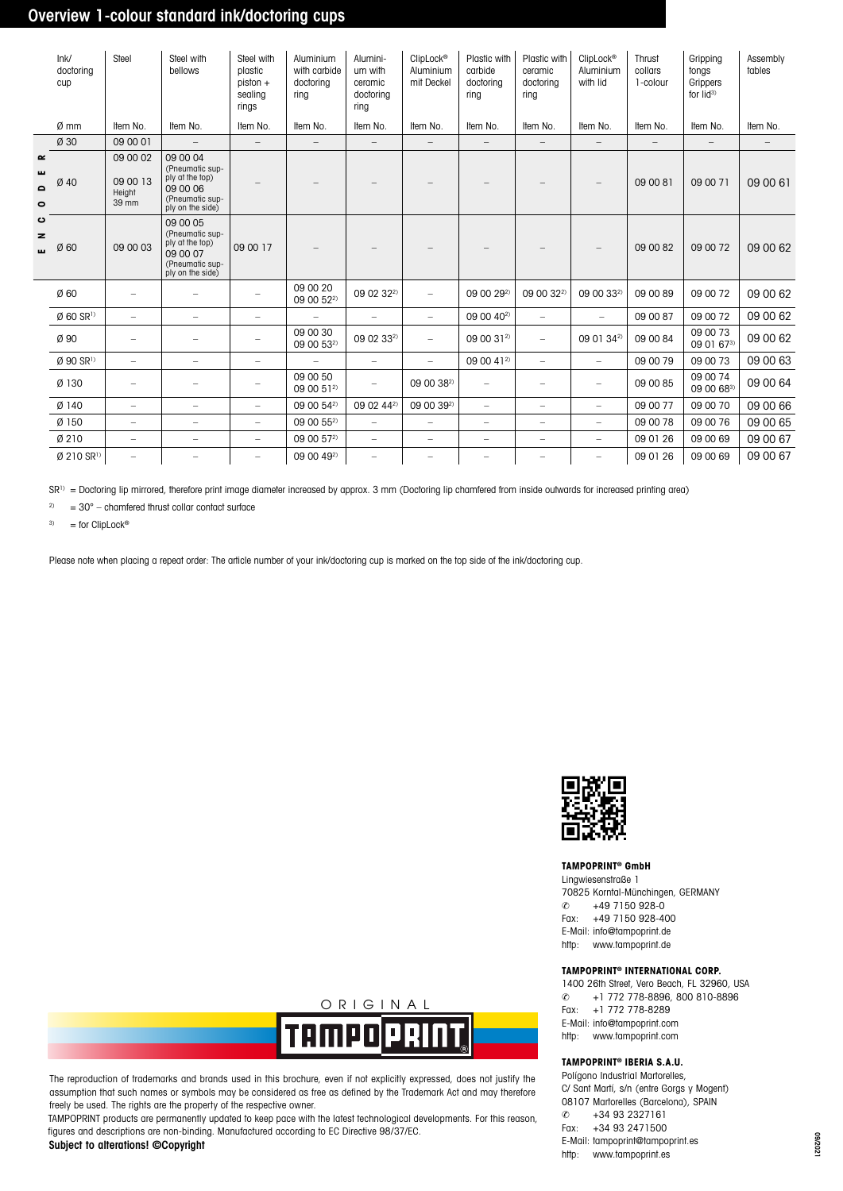# Overview 1-colour standard ink/doctoring cups

| | Ink/ doctoring cup | Steel | Steel with bellows | Steel with plastic piston + sealing rings | Aluminium with carbide doctoring ring | Aluminium with ceramic doctoring ring | ClipLock® Aluminium mit Deckel | Plastic with carbide doctoring ring | Plastic with ceramic doctoring ring | ClipLock® Aluminium with lid | Thrust collars 1-colour | Gripping tongs Grippers for lid[3] | Assembly tables |
|---|---|---|---|---|---|---|---|---|---|---|---|---|---|
| | Ø mm | Item No. | Item No. | Item No. | Item No. | Item No. | Item No. | Item No. | Item No. | Item No. | Item No. | Item No. | Item No. |
| | Ø 30 | 09 00 01 | – | – | – | – | – | – | – | – | – | – | – |
| ENCODER | Ø 40 | 09 00 02<br>09 00 13 Height 39 mm | 09 00 04 (Pneumatic supply at the top)<br>09 00 06 (Pneumatic supply on the side) | – | – | – | – | – | – | – | 09 00 81 | 09 00 71 | 09 00 61 |
| ENCODER | Ø 60 | 09 00 03 | 09 00 05 (Pneumatic supply at the top)<br>09 00 07 (Pneumatic supply on the side) | 09 00 17 | – | – | – | – | – | – | 09 00 82 | 09 00 72 | 09 00 62 |
| | Ø 60 | – | – | – | 09 00 20<br>09 00 52[2] | 09 02 32[2] | – | 09 00 29[2] | 09 00 32[2] | 09 00 33[2] | 09 00 89 | 09 00 72 | 09 00 62 |
| | Ø 60 SR[1] | – | – | – | – | – | – | 09 00 40[2] | – | – | 09 00 87 | 09 00 72 | 09 00 62 |
| | Ø 90 | – | – | – | 09 00 30<br>09 00 53[2] | 09 02 33[2] | – | 09 00 31[2] | – | 09 01 34[2] | 09 00 84 | 09 00 73<br>09 01 67[3] | 09 00 62 |
| | Ø 90 SR[1] | – | – | – | – | – | – | 09 00 41[2] | – | – | 09 00 79 | 09 00 73 | 09 00 63 |
| | Ø 130 | – | – | – | 09 00 50<br>09 00 51[2] | – | 09 00 38[2] | – | – | – | 09 00 85 | 09 00 74<br>09 00 68[3] | 09 00 64 |
| | Ø 140 | – | – | – | 09 00 54[2] | 09 02 44[2] | 09 00 39[2] | – | – | – | 09 00 77 | 09 00 70 | 09 00 66 |
| | Ø 150 | – | – | – | 09 00 55[2] | – | – | – | – | – | 09 00 78 | 09 00 76 | 09 00 65 |
| | Ø 210 | – | – | – | 09 00 57[2] | – | – | – | – | – | 09 01 26 | 09 00 69 | 09 00 67 |
| | Ø 210 SR[1] | – | – | – | 09 00 49[2] | – | – | – | – | – | 09 01 26 | 09 00 69 | 09 00 67 |

SR[1] = Doctoring lip mirrored, therefore print image diameter increased by approx. 3 mm (Doctoring lip chamfered from inside outwards for increased printing area)

[2] = 30° – chamfered thrust collar contact surface

[3] = for ClipLock®

Please note when placing a repeat order: The article number of your ink/doctoring cup is marked on the top side of the ink/doctoring cup.

ORIGINAL TAMPOPRINT®

The reproduction of trademarks and brands used in this brochure, even if not explicitly expressed, does not justify the assumption that such names or symbols may be considered as free as defined by the Trademark Act and may therefore freely be used. The rights are the property of the respective owner.

TAMPOPRINT products are permanently updated to keep pace with the latest technological developments. For this reason, figures and descriptions are non-binding. Manufactured according to EC Directive 98/37/EC.

**Subject to alterations! ©Copyright**

**TAMPOPRINT® GmbH**
Lingwiesenstraße 1
70825 Korntal-Münchingen, GERMANY
✆ +49 7150 928-0
Fax: +49 7150 928-400
E-Mail: info@tampoprint.de
http: www.tampoprint.de

**TAMPOPRINT® INTERNATIONAL CORP.**
1400 26th Street, Vero Beach, FL 32960, USA
✆ +1 772 778-8896, 800 810-8896
Fax: +1 772 778-8289
E-Mail: info@tampoprint.com
http: www.tampoprint.com

**TAMPOPRINT® IBERIA S.A.U.**
Polígono Industrial Martorelles,
C/ Sant Martí, s/n (entre Gorgs y Mogent)
08107 Martorelles (Barcelona), SPAIN
✆ +34 93 2327161
Fax: +34 93 2471500
E-Mail: tampoprint@tampoprint.es
http: www.tampoprint.es

092021